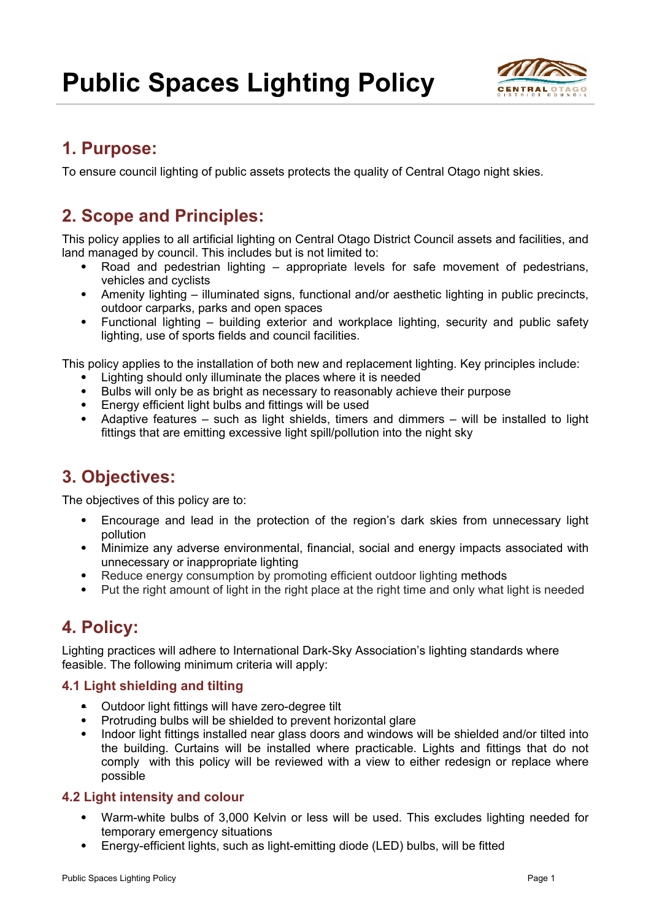# Public Spaces Lighting Policy

## 1. Purpose:

To ensure council lighting of public assets protects the quality of Central Otago night skies.

## 2. Scope and Principles:

This policy applies to all artificial lighting on Central Otago District Council assets and facilities, and land managed by council. This includes but is not limited to:

- Road and pedestrian lighting – appropriate levels for safe movement of pedestrians, vehicles and cyclists
- Amenity lighting – illuminated signs, functional and/or aesthetic lighting in public precincts, outdoor carparks, parks and open spaces
- Functional lighting – building exterior and workplace lighting, security and public safety lighting, use of sports fields and council facilities.

This policy applies to the installation of both new and replacement lighting. Key principles include:

- Lighting should only illuminate the places where it is needed
- Bulbs will only be as bright as necessary to reasonably achieve their purpose
- Energy efficient light bulbs and fittings will be used
- Adaptive features – such as light shields, timers and dimmers – will be installed to light fittings that are emitting excessive light spill/pollution into the night sky

## 3. Objectives:

The objectives of this policy are to:

- Encourage and lead in the protection of the region's dark skies from unnecessary light pollution
- Minimize any adverse environmental, financial, social and energy impacts associated with unnecessary or inappropriate lighting
- Reduce energy consumption by promoting efficient outdoor lighting methods
- Put the right amount of light in the right place at the right time and only what light is needed

## 4. Policy:

Lighting practices will adhere to International Dark-Sky Association's lighting standards where feasible. The following minimum criteria will apply:

### 4.1 Light shielding and tilting

- Outdoor light fittings will have zero-degree tilt
- Protruding bulbs will be shielded to prevent horizontal glare
- Indoor light fittings installed near glass doors and windows will be shielded and/or tilted into the building. Curtains will be installed where practicable. Lights and fittings that do not comply with this policy will be reviewed with a view to either redesign or replace where possible

### 4.2 Light intensity and colour

- Warm-white bulbs of 3,000 Kelvin or less will be used. This excludes lighting needed for temporary emergency situations
- Energy-efficient lights, such as light-emitting diode (LED) bulbs, will be fitted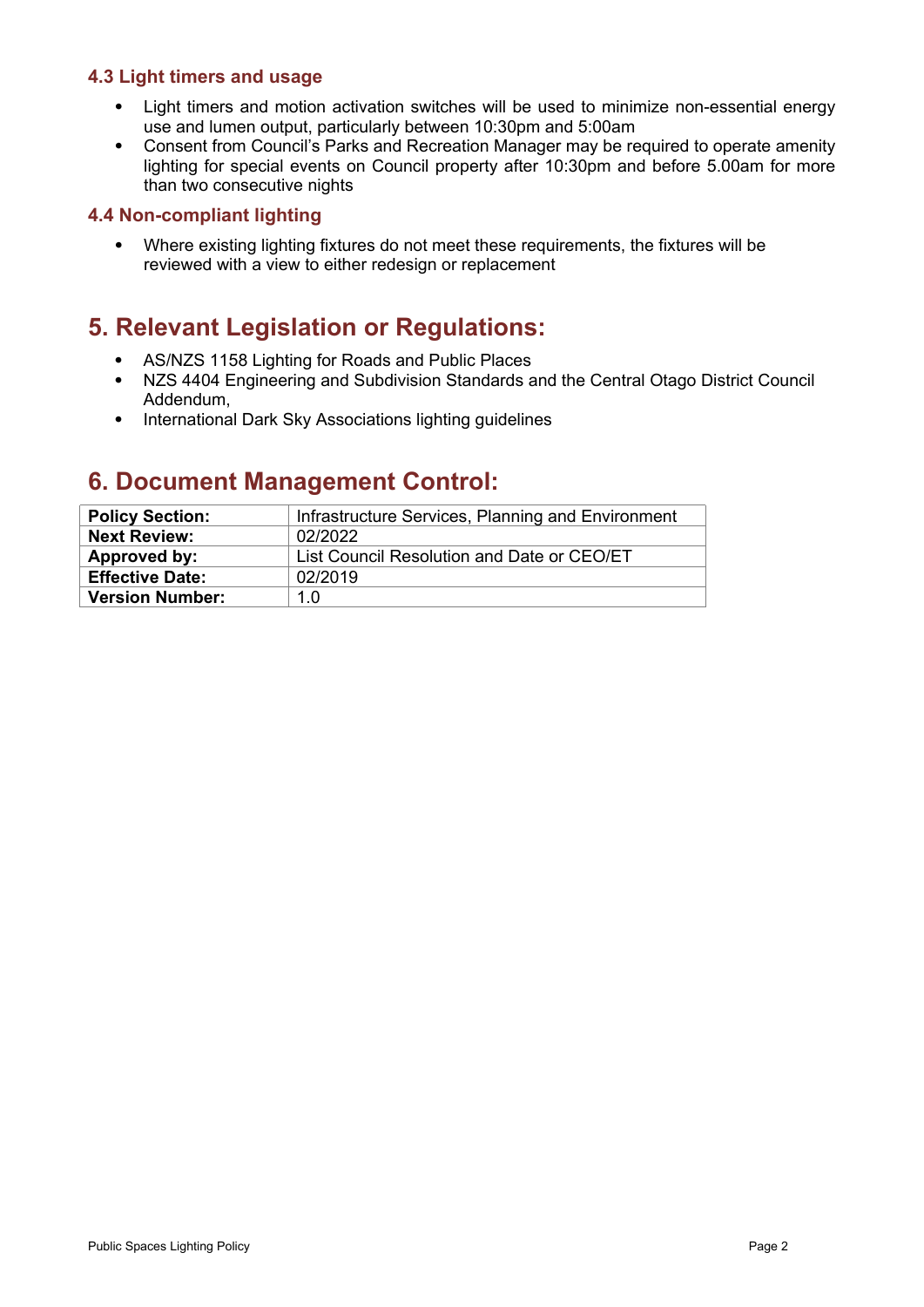### 4.3 Light timers and usage

- Light timers and motion activation switches will be used to minimize non-essential energy use and lumen output, particularly between 10:30pm and 5:00am
- Consent from Council's Parks and Recreation Manager may be required to operate amenity lighting for special events on Council property after 10:30pm and before 5.00am for more than two consecutive nights

### 4.4 Non-compliant lighting

- Where existing lighting fixtures do not meet these requirements, the fixtures will be reviewed with a view to either redesign or replacement

## 5. Relevant Legislation or Regulations:

- AS/NZS 1158 Lighting for Roads and Public Places
- NZS 4404 Engineering and Subdivision Standards and the Central Otago District Council Addendum,
- International Dark Sky Associations lighting guidelines

## 6. Document Management Control:

| | |
|---|---|
| **Policy Section:** | Infrastructure Services, Planning and Environment |
| **Next Review:** | 02/2022 |
| **Approved by:** | List Council Resolution and Date or CEO/ET |
| **Effective Date:** | 02/2019 |
| **Version Number:** | 1.0 |